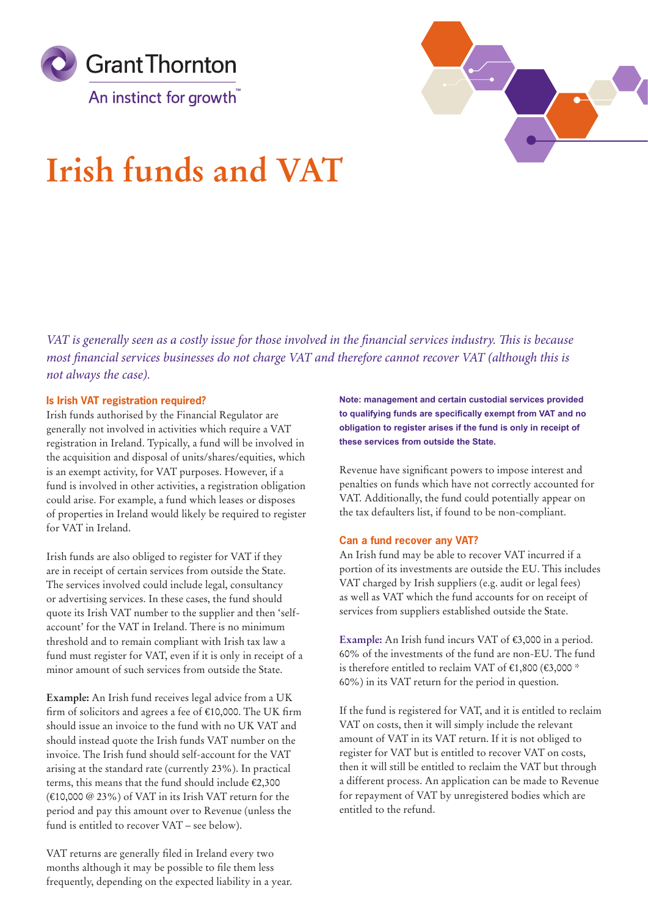Grant Thornton

An instinct for growth™

# Irish funds and VAT

*VAT is generally seen as a costly issue for those involved in the financial services industry. This is because most financial services businesses do not charge VAT and therefore cannot recover VAT (although this is not always the case).*

## Is Irish VAT registration required?

Irish funds authorised by the Financial Regulator are generally not involved in activities which require a VAT registration in Ireland. Typically, a fund will be involved in the acquisition and disposal of units/shares/equities, which is an exempt activity, for VAT purposes. However, if a fund is involved in other activities, a registration obligation could arise. For example, a fund which leases or disposes of properties in Ireland would likely be required to register for VAT in Ireland.

Irish funds are also obliged to register for VAT if they are in receipt of certain services from outside the State. The services involved could include legal, consultancy or advertising services. In these cases, the fund should quote its Irish VAT number to the supplier and then 'self-account' for the VAT in Ireland. There is no minimum threshold and to remain compliant with Irish tax law a fund must register for VAT, even if it is only in receipt of a minor amount of such services from outside the State.

**Example:** An Irish fund receives legal advice from a UK firm of solicitors and agrees a fee of €10,000. The UK firm should issue an invoice to the fund with no UK VAT and should instead quote the Irish funds VAT number on the invoice. The Irish fund should self-account for the VAT arising at the standard rate (currently 23%). In practical terms, this means that the fund should include €2,300 (€10,000 @ 23%) of VAT in its Irish VAT return for the period and pay this amount over to Revenue (unless the fund is entitled to recover VAT – see below).

VAT returns are generally filed in Ireland every two months although it may be possible to file them less frequently, depending on the expected liability in a year.

**Note: management and certain custodial services provided to qualifying funds are specifically exempt from VAT and no obligation to register arises if the fund is only in receipt of these services from outside the State.**

Revenue have significant powers to impose interest and penalties on funds which have not correctly accounted for VAT. Additionally, the fund could potentially appear on the tax defaulters list, if found to be non-compliant.

## Can a fund recover any VAT?

An Irish fund may be able to recover VAT incurred if a portion of its investments are outside the EU. This includes VAT charged by Irish suppliers (e.g. audit or legal fees) as well as VAT which the fund accounts for on receipt of services from suppliers established outside the State.

**Example:** An Irish fund incurs VAT of €3,000 in a period. 60% of the investments of the fund are non-EU. The fund is therefore entitled to reclaim VAT of €1,800 (€3,000 * 60%) in its VAT return for the period in question.

If the fund is registered for VAT, and it is entitled to reclaim VAT on costs, then it will simply include the relevant amount of VAT in its VAT return. If it is not obliged to register for VAT but is entitled to recover VAT on costs, then it will still be entitled to reclaim the VAT but through a different process. An application can be made to Revenue for repayment of VAT by unregistered bodies which are entitled to the refund.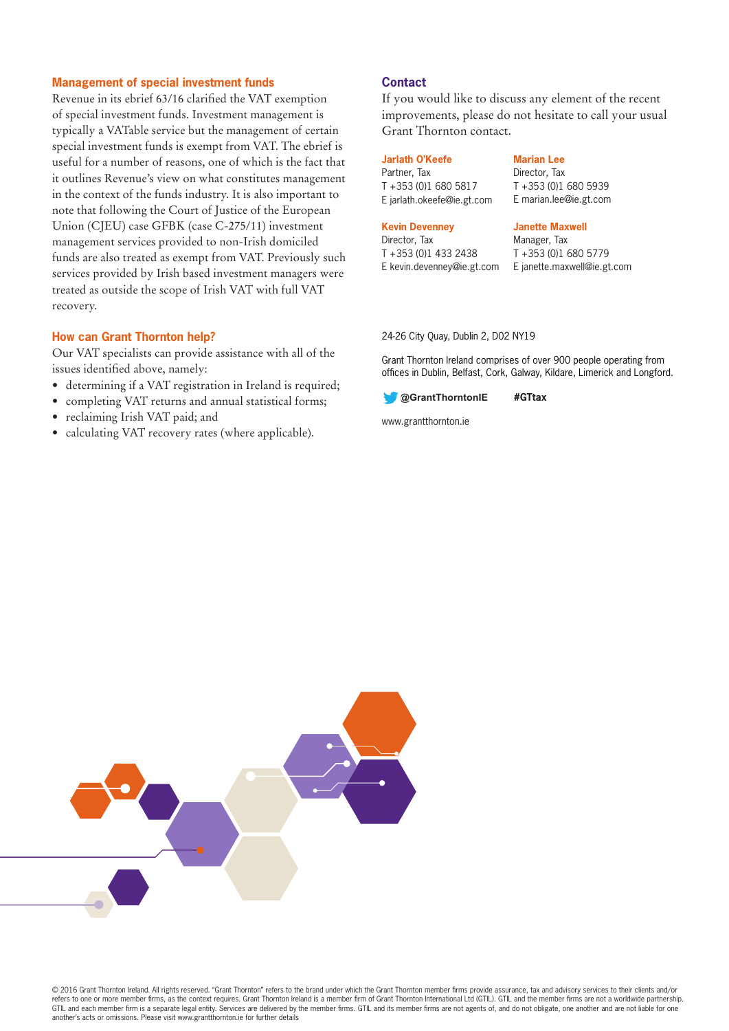## Management of special investment funds

Revenue in its ebrief 63/16 clarified the VAT exemption of special investment funds. Investment management is typically a VATable service but the management of certain special investment funds is exempt from VAT. The ebrief is useful for a number of reasons, one of which is the fact that it outlines Revenue's view on what constitutes management in the context of the funds industry. It is also important to note that following the Court of Justice of the European Union (CJEU) case GFBK (case C-275/11) investment management services provided to non-Irish domiciled funds are also treated as exempt from VAT. Previously such services provided by Irish based investment managers were treated as outside the scope of Irish VAT with full VAT recovery.

## How can Grant Thornton help?

Our VAT specialists can provide assistance with all of the issues identified above, namely:

- determining if a VAT registration in Ireland is required;
- completing VAT returns and annual statistical forms;
- reclaiming Irish VAT paid; and
- calculating VAT recovery rates (where applicable).

## Contact

If you would like to discuss any element of the recent improvements, please do not hesitate to call your usual Grant Thornton contact.

**Jarlath O'Keefe**
Partner, Tax
T +353 (0)1 680 5817
E jarlath.okeefe@ie.gt.com

**Marian Lee**
Director, Tax
T +353 (0)1 680 5939
E marian.lee@ie.gt.com

**Kevin Devenney**
Director, Tax
T +353 (0)1 433 2438
E kevin.devenney@ie.gt.com

**Janette Maxwell**
Manager, Tax
T +353 (0)1 680 5779
E janette.maxwell@ie.gt.com

24-26 City Quay, Dublin 2, D02 NY19

Grant Thornton Ireland comprises of over 900 people operating from offices in Dublin, Belfast, Cork, Galway, Kildare, Limerick and Longford.

@GrantThorntonIE #GTtax

www.grantthornton.ie

© 2016 Grant Thornton Ireland. All rights reserved. "Grant Thornton" refers to the brand under which the Grant Thornton member firms provide assurance, tax and advisory services to their clients and/or refers to one or more member firms, as the context requires. Grant Thornton Ireland is a member firm of Grant Thornton International Ltd (GTIL). GTIL and the member firms are not a worldwide partnership. GTIL and each member firm is a separate legal entity. Services are delivered by the member firms. GTIL and its member firms are not agents of, and do not obligate, one another and are not liable for one another's acts or omissions. Please visit www.grantthornton.ie for further details